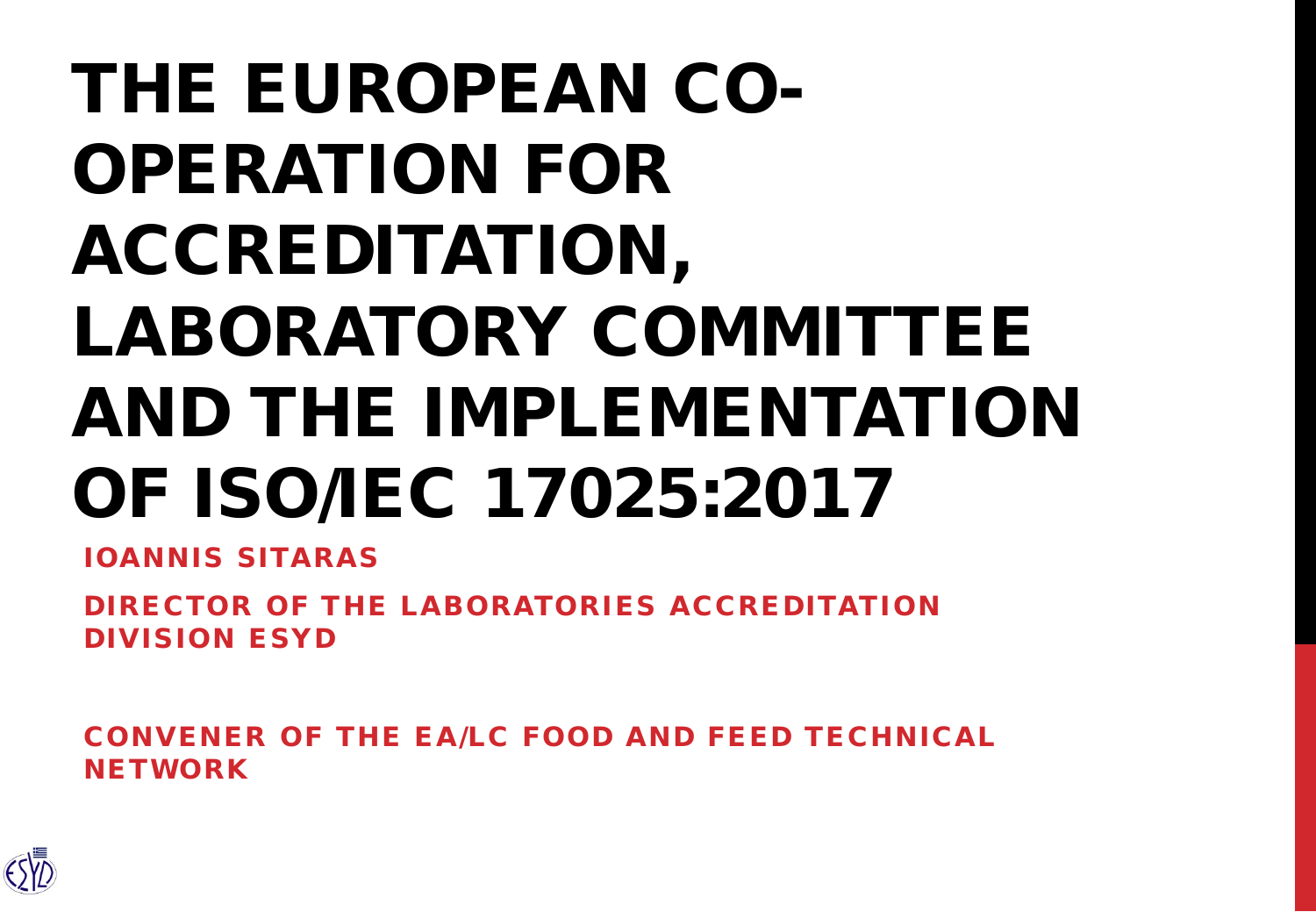# THE EUROPEAN CO-OPERATION FOR ACCREDITATION, LABORATORY COMMITTEE AND THE IMPLEMENTATION OF ISO/IEC 17025:2017

**IOANNIS SITARAS**

**DIRECTOR OF THE LABORATORIES ACCREDITATION DIVISION ESYD**

**CONVENER OF THE EA/LC FOOD AND FEED TECHNICAL NETWORK**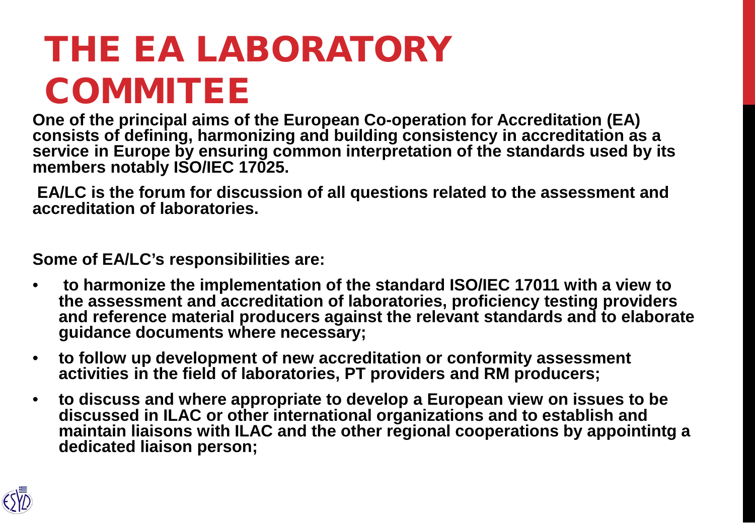# THE EA LABORATORY COMMITEE

**One of the principal aims of the European Co-operation for Accreditation (EA) consists of defining, harmonizing and building consistency in accreditation as a service in Europe by ensuring common interpretation of the standards used by its members notably ISO/IEC 17025.**

**EA/LC is the forum for discussion of all questions related to the assessment and accreditation of laboratories.**

**Some of EA/LC's responsibilities are:**

- **to harmonize the implementation of the standard ISO/IEC 17011 with a view to the assessment and accreditation of laboratories, proficiency testing providers and reference material producers against the relevant standards and to elaborate guidance documents where necessary;**
- **to follow up development of new accreditation or conformity assessment activities in the field of laboratories, PT providers and RM producers;**
- **to discuss and where appropriate to develop a European view on issues to be discussed in ILAC or other international organizations and to establish and maintain liaisons with ILAC and the other regional cooperations by appointintg a dedicated liaison person;**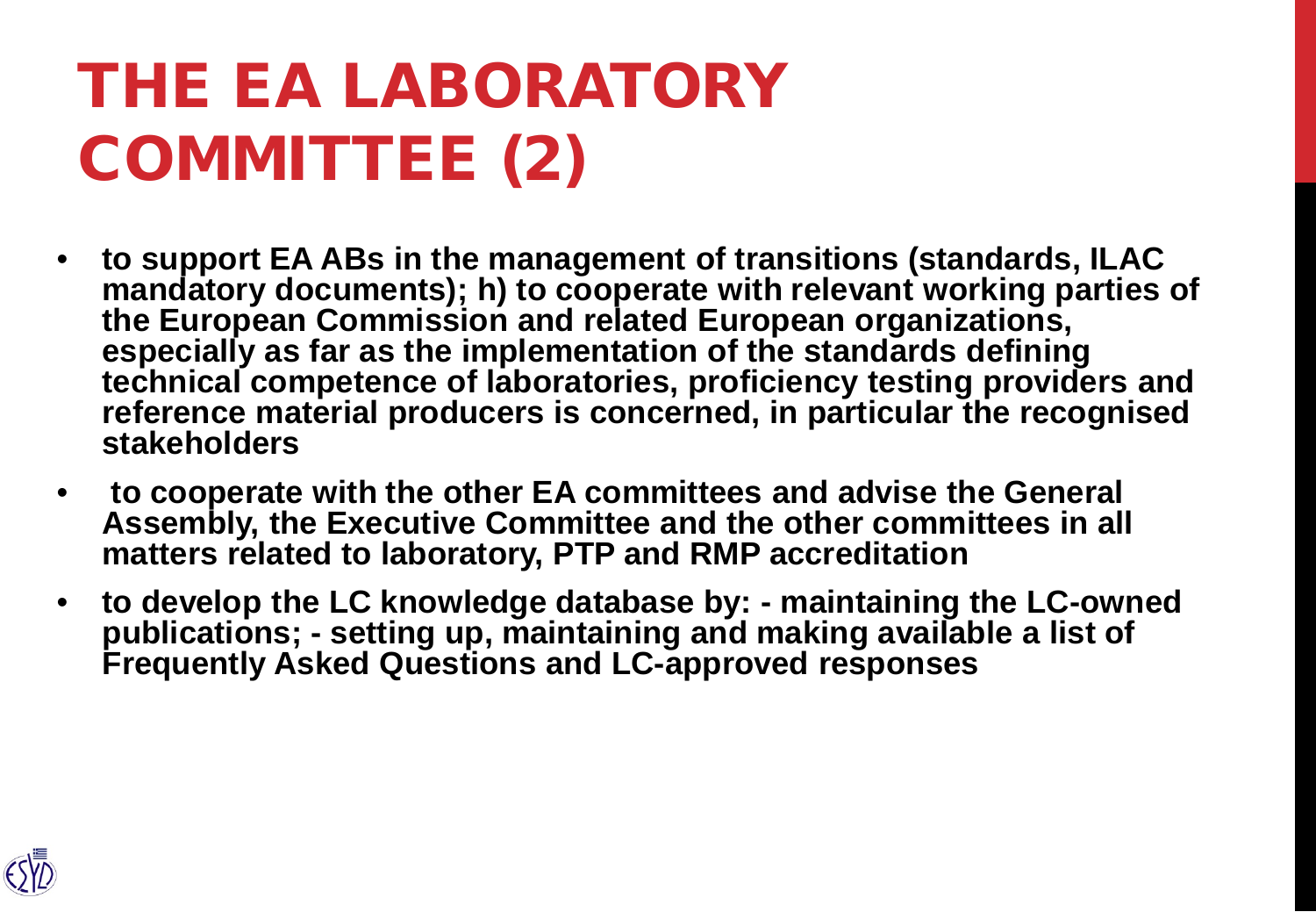# THE EA LABORATORY COMMITTEE (2)

- **to support EA ABs in the management of transitions (standards, ILAC mandatory documents); h) to cooperate with relevant working parties of the European Commission and related European organizations, especially as far as the implementation of the standards defining technical competence of laboratories, proficiency testing providers and reference material producers is concerned, in particular the recognised stakeholders**
- **to cooperate with the other EA committees and advise the General Assembly, the Executive Committee and the other committees in all matters related to laboratory, PTP and RMP accreditation**
- **to develop the LC knowledge database by: - maintaining the LC-owned publications; - setting up, maintaining and making available a list of Frequently Asked Questions and LC-approved responses**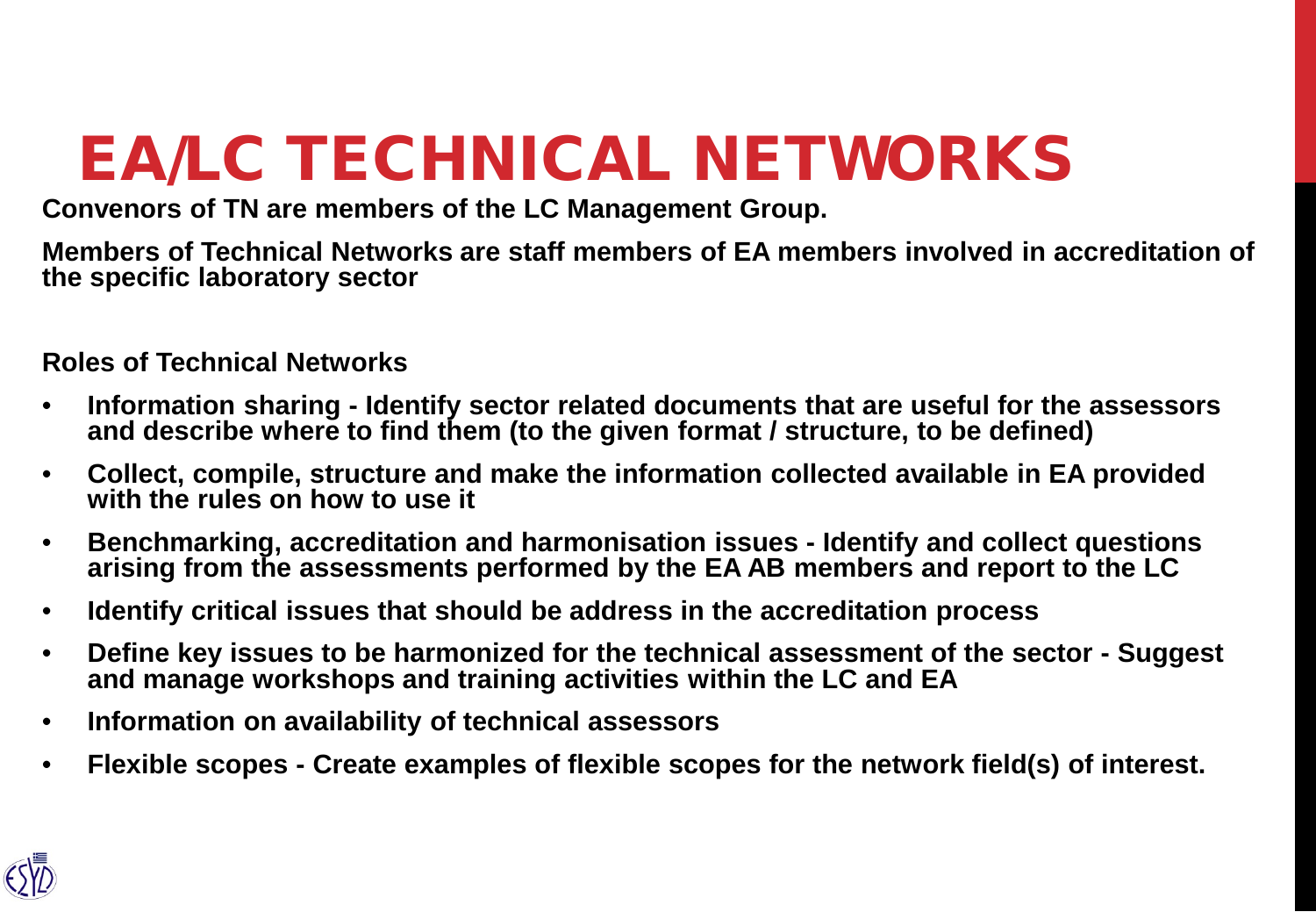# EA/LC TECHNICAL NETWORKS

**Convenors of TN are members of the LC Management Group.**

**Members of Technical Networks are staff members of EA members involved in accreditation of the specific laboratory sector**

**Roles of Technical Networks**

- **Information sharing - Identify sector related documents that are useful for the assessors and describe where to find them (to the given format / structure, to be defined)**
- **Collect, compile, structure and make the information collected available in EA provided with the rules on how to use it**
- **Benchmarking, accreditation and harmonisation issues - Identify and collect questions arising from the assessments performed by the EA AB members and report to the LC**
- **Identify critical issues that should be address in the accreditation process**
- **Define key issues to be harmonized for the technical assessment of the sector - Suggest and manage workshops and training activities within the LC and EA**
- **Information on availability of technical assessors**
- **Flexible scopes - Create examples of flexible scopes for the network field(s) of interest.**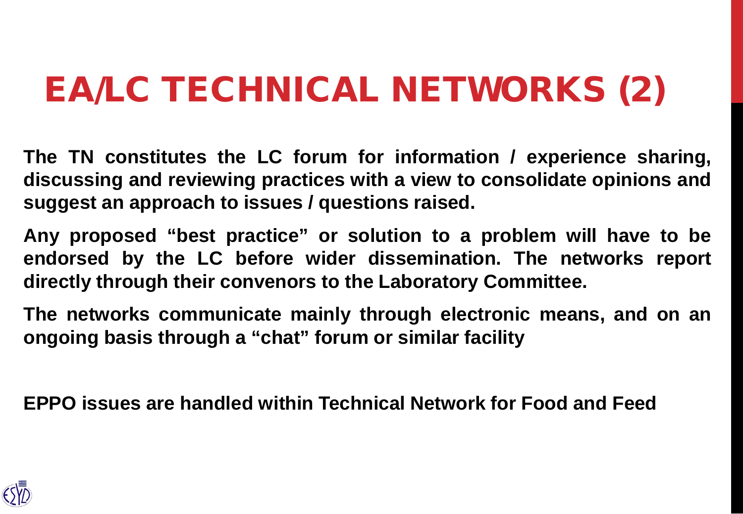# EA/LC TECHNICAL NETWORKS (2)

**The TN constitutes the LC forum for information / experience sharing, discussing and reviewing practices with a view to consolidate opinions and suggest an approach to issues / questions raised.**

**Any proposed "best practice" or solution to a problem will have to be endorsed by the LC before wider dissemination. The networks report directly through their convenors to the Laboratory Committee.**

**The networks communicate mainly through electronic means, and on an ongoing basis through a "chat" forum or similar facility**

**EPPO issues are handled within Technical Network for Food and Feed**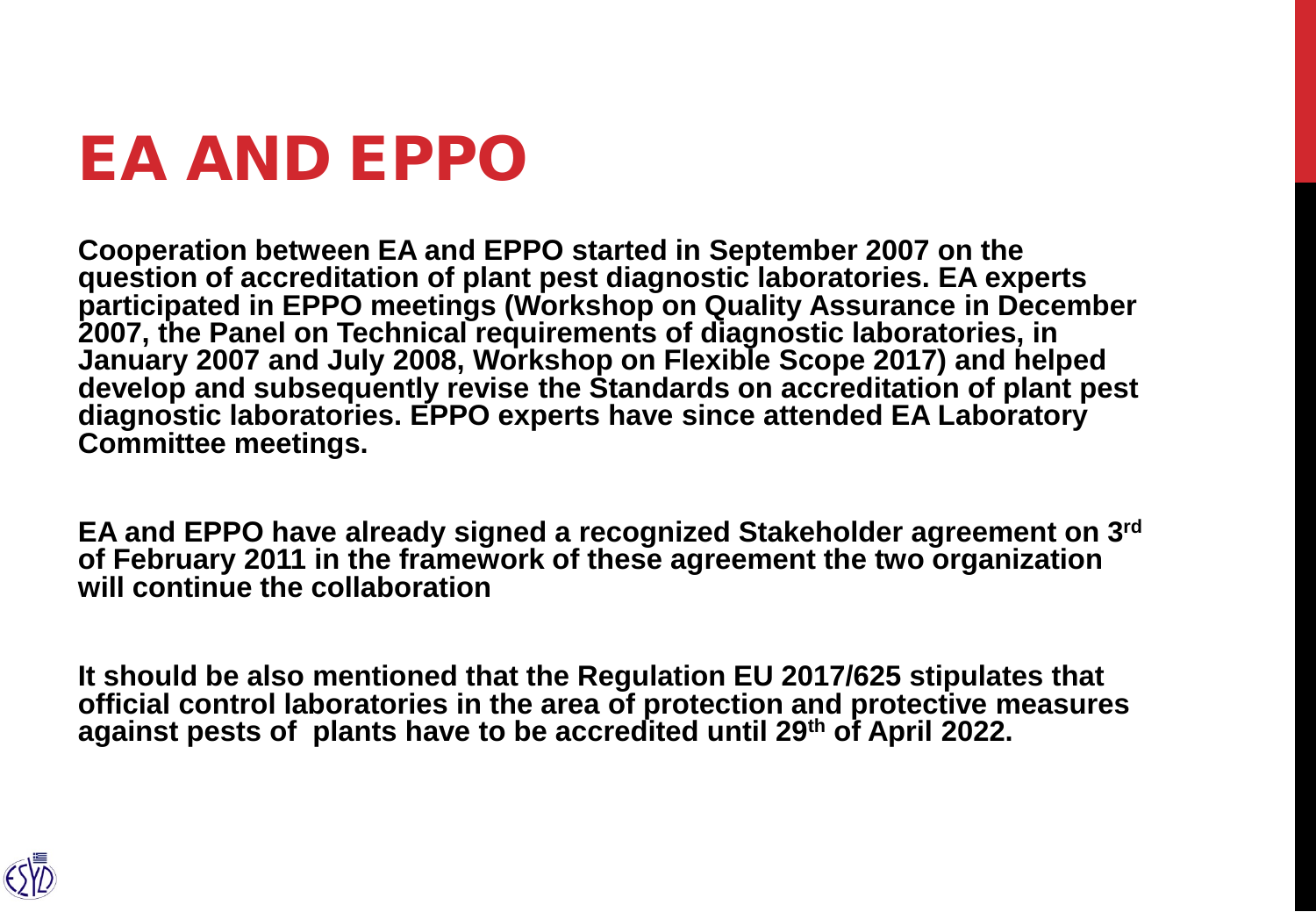# EA AND EPPO

**Cooperation between EA and EPPO started in September 2007 on the question of accreditation of plant pest diagnostic laboratories. EA experts participated in EPPO meetings (Workshop on Quality Assurance in December 2007, the Panel on Technical requirements of diagnostic laboratories, in January 2007 and July 2008, Workshop on Flexible Scope 2017) and helped develop and subsequently revise the Standards on accreditation of plant pest diagnostic laboratories. EPPO experts have since attended EA Laboratory Committee meetings.**

**EA and EPPO have already signed a recognized Stakeholder agreement on 3rd of February 2011 in the framework of these agreement the two organization will continue the collaboration**

**It should be also mentioned that the Regulation EU 2017/625 stipulates that official control laboratories in the area of protection and protective measures against pests of plants have to be accredited until 29th of April 2022.**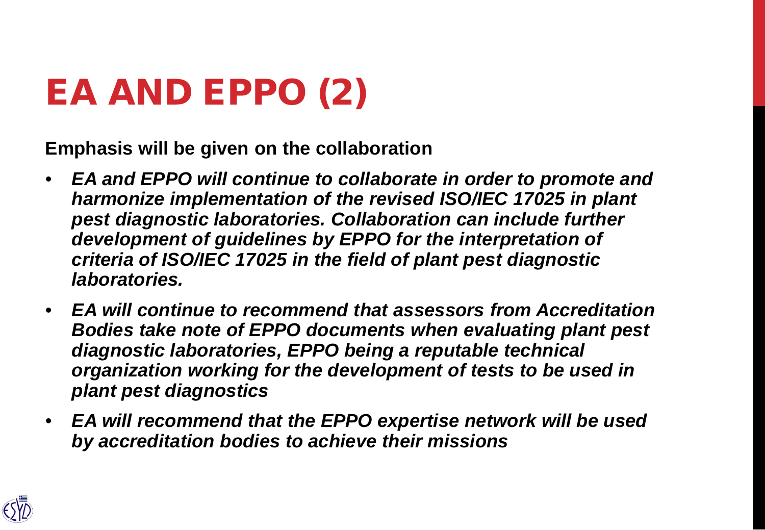# EA AND EPPO (2)

**Emphasis will be given on the collaboration**

- ***EA and EPPO will continue to collaborate in order to promote and harmonize implementation of the revised ISO/IEC 17025 in plant pest diagnostic laboratories. Collaboration can include further development of guidelines by EPPO for the interpretation of criteria of ISO/IEC 17025 in the field of plant pest diagnostic laboratories.***
- ***EA will continue to recommend that assessors from Accreditation Bodies take note of EPPO documents when evaluating plant pest diagnostic laboratories, EPPO being a reputable technical organization working for the development of tests to be used in plant pest diagnostics***
- ***EA will recommend that the EPPO expertise network will be used by accreditation bodies to achieve their missions***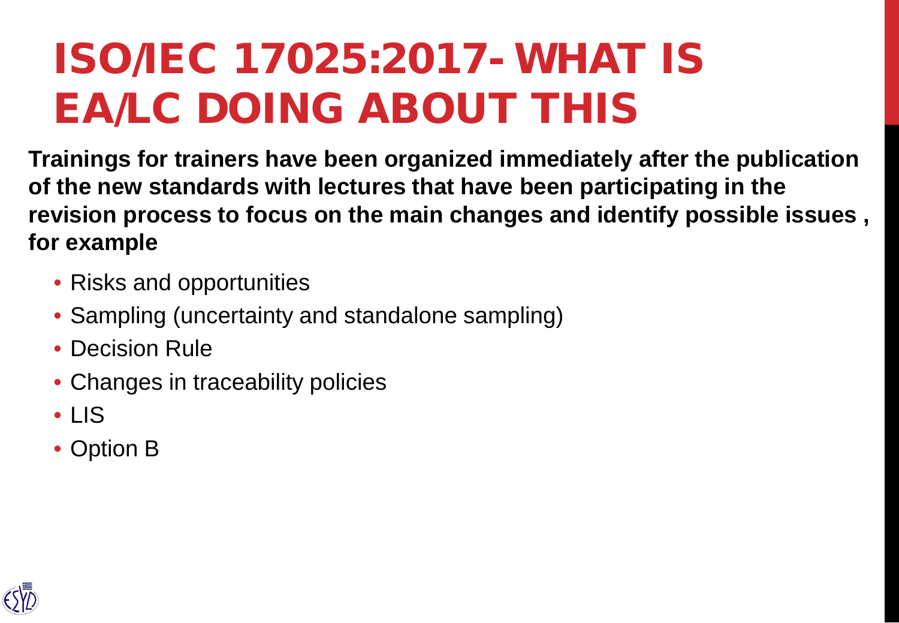# ISO/IEC 17025:2017- WHAT IS EA/LC DOING ABOUT THIS

**Trainings for trainers have been organized immediately after the publication of the new standards with lectures that have been participating in the revision process to focus on the main changes and identify possible issues , for example**

- Risks and opportunities
- Sampling (uncertainty and standalone sampling)
- Decision Rule
- Changes in traceability policies
- LIS
- Option B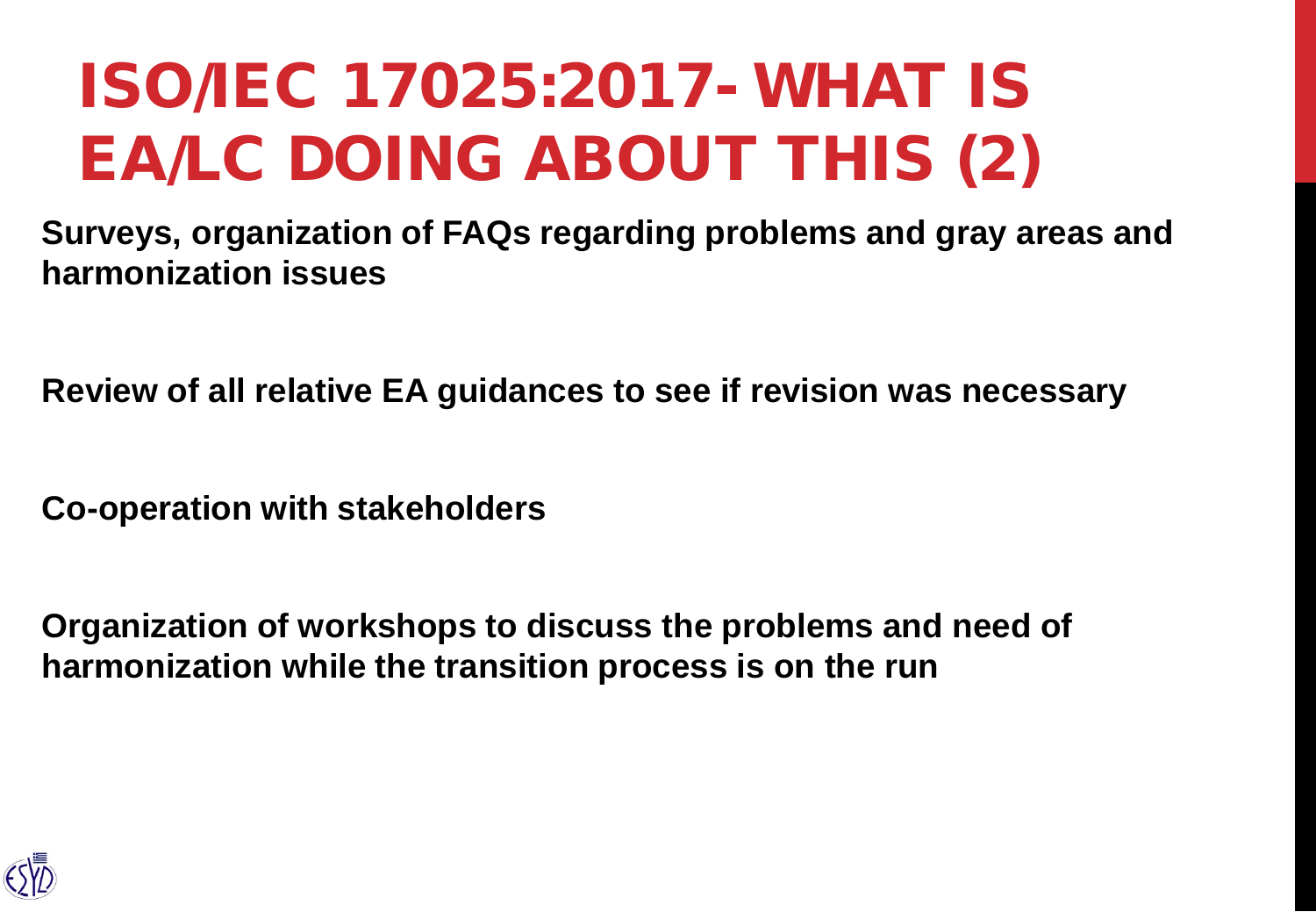# ISO/IEC 17025:2017- WHAT IS EA/LC DOING ABOUT THIS (2)

**Surveys, organization of FAQs regarding problems and gray areas and harmonization issues**

**Review of all relative EA guidances to see if revision was necessary**

**Co-operation with stakeholders**

**Organization of workshops to discuss the problems and need of harmonization while the transition process is on the run**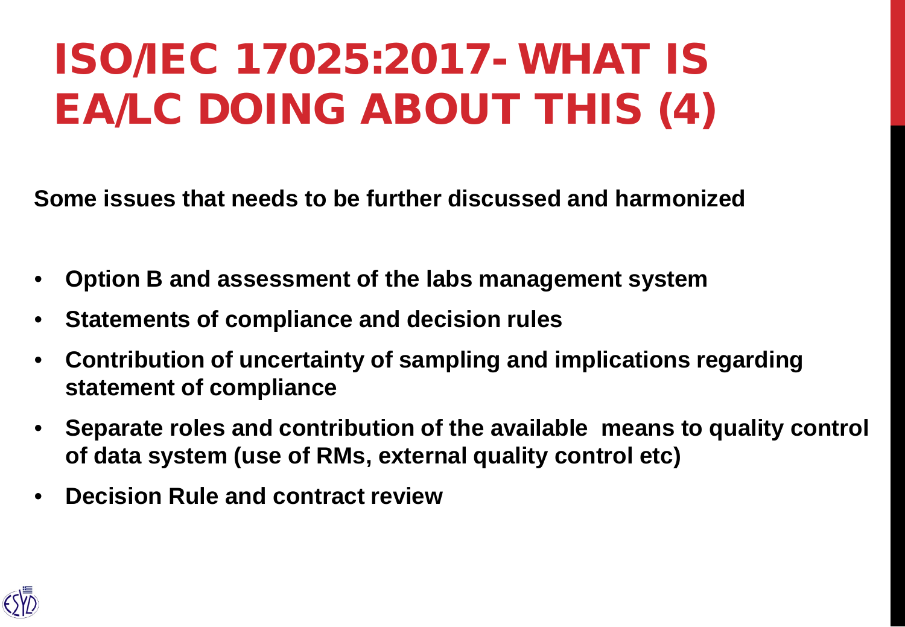# ISO/IEC 17025:2017- WHAT IS EA/LC DOING ABOUT THIS (4)

**Some issues that needs to be further discussed and harmonized**

- **Option B and assessment of the labs management system**
- **Statements of compliance and decision rules**
- **Contribution of uncertainty of sampling and implications regarding statement of compliance**
- **Separate roles and contribution of the available means to quality control of data system (use of RMs, external quality control etc)**
- **Decision Rule and contract review**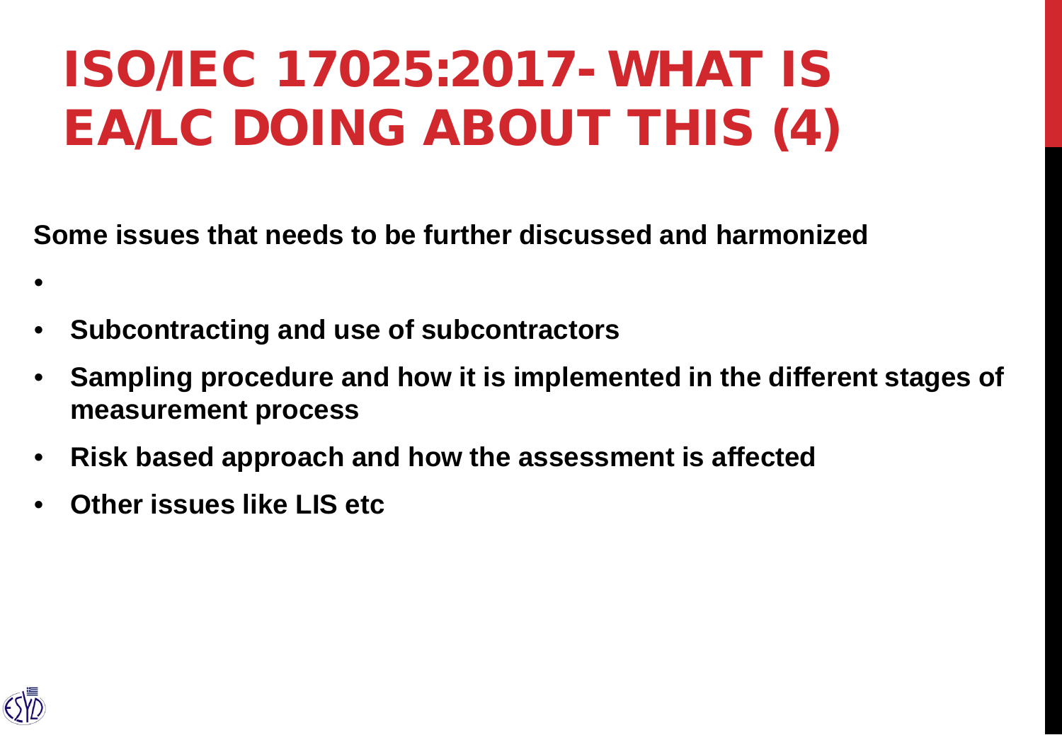# ISO/IEC 17025:2017- WHAT IS EA/LC DOING ABOUT THIS (4)

**Some issues that needs to be further discussed and harmonized**

- **Subcontracting and use of subcontractors**
- **Sampling procedure and how it is implemented in the different stages of measurement process**
- **Risk based approach and how the assessment is affected**
- **Other issues like LIS etc**